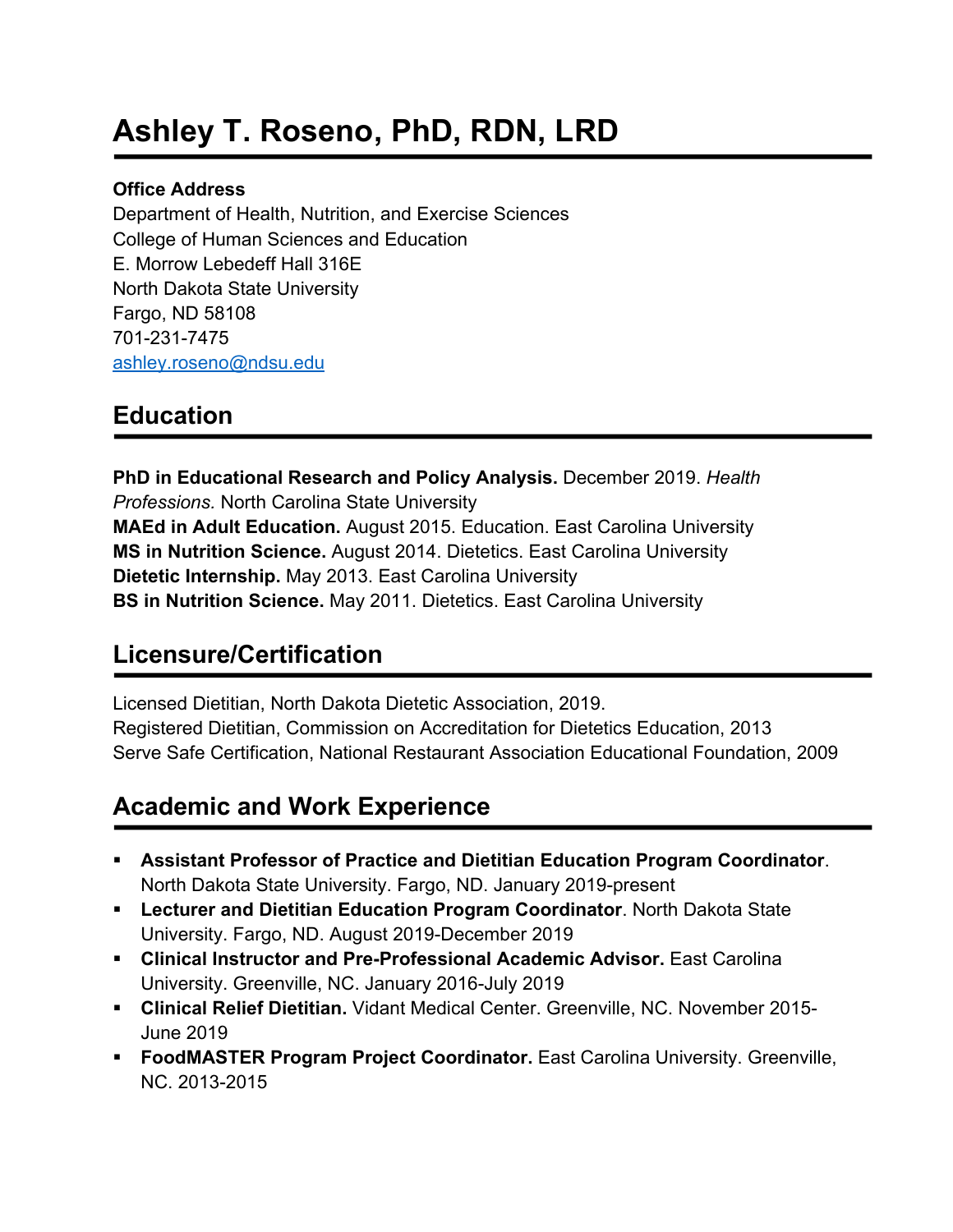# Ashley T. Roseno, PhD, RDN, LRD

**Office Address**
Department of Health, Nutrition, and Exercise Sciences
College of Human Sciences and Education
E. Morrow Lebedeff Hall 316E
North Dakota State University
Fargo, ND 58108
701-231-7475
ashley.roseno@ndsu.edu

## Education

**PhD in Educational Research and Policy Analysis.** December 2019. *Health Professions.* North Carolina State University
**MAEd in Adult Education.** August 2015. Education. East Carolina University
**MS in Nutrition Science.** August 2014. Dietetics. East Carolina University
**Dietetic Internship.** May 2013. East Carolina University
**BS in Nutrition Science.** May 2011. Dietetics. East Carolina University

## Licensure/Certification

Licensed Dietitian, North Dakota Dietetic Association, 2019.
Registered Dietitian, Commission on Accreditation for Dietetics Education, 2013
Serve Safe Certification, National Restaurant Association Educational Foundation, 2009

## Academic and Work Experience

- **Assistant Professor of Practice and Dietitian Education Program Coordinator**. North Dakota State University. Fargo, ND. January 2019-present
- **Lecturer and Dietitian Education Program Coordinator**. North Dakota State University. Fargo, ND. August 2019-December 2019
- **Clinical Instructor and Pre-Professional Academic Advisor.** East Carolina University. Greenville, NC. January 2016-July 2019
- **Clinical Relief Dietitian.** Vidant Medical Center. Greenville, NC. November 2015-June 2019
- **FoodMASTER Program Project Coordinator.** East Carolina University. Greenville, NC. 2013-2015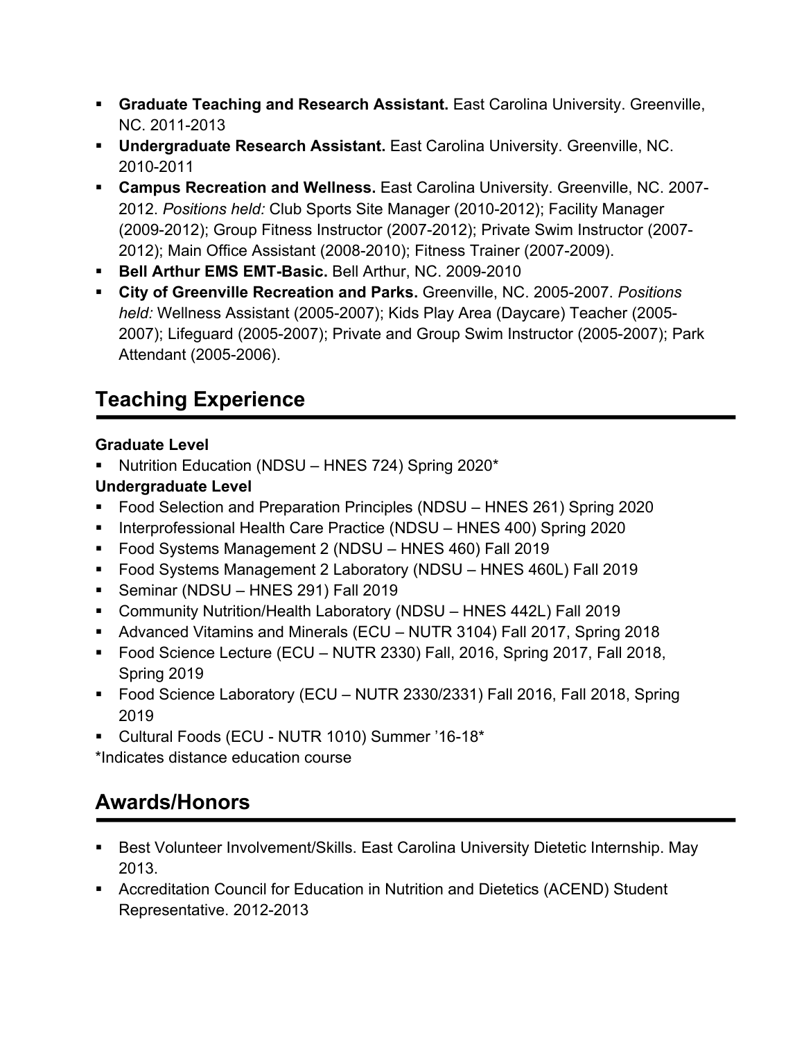- **Graduate Teaching and Research Assistant.** East Carolina University. Greenville, NC. 2011-2013
- **Undergraduate Research Assistant.** East Carolina University. Greenville, NC. 2010-2011
- **Campus Recreation and Wellness.** East Carolina University. Greenville, NC. 2007-2012. *Positions held:* Club Sports Site Manager (2010-2012); Facility Manager (2009-2012); Group Fitness Instructor (2007-2012); Private Swim Instructor (2007-2012); Main Office Assistant (2008-2010); Fitness Trainer (2007-2009).
- **Bell Arthur EMS EMT-Basic.** Bell Arthur, NC. 2009-2010
- **City of Greenville Recreation and Parks.** Greenville, NC. 2005-2007. *Positions held:* Wellness Assistant (2005-2007); Kids Play Area (Daycare) Teacher (2005-2007); Lifeguard (2005-2007); Private and Group Swim Instructor (2005-2007); Park Attendant (2005-2006).

## Teaching Experience

**Graduate Level**

- Nutrition Education (NDSU – HNES 724) Spring 2020*

**Undergraduate Level**

- Food Selection and Preparation Principles (NDSU – HNES 261) Spring 2020
- Interprofessional Health Care Practice (NDSU – HNES 400) Spring 2020
- Food Systems Management 2 (NDSU – HNES 460) Fall 2019
- Food Systems Management 2 Laboratory (NDSU – HNES 460L) Fall 2019
- Seminar (NDSU – HNES 291) Fall 2019
- Community Nutrition/Health Laboratory (NDSU – HNES 442L) Fall 2019
- Advanced Vitamins and Minerals (ECU – NUTR 3104) Fall 2017, Spring 2018
- Food Science Lecture (ECU – NUTR 2330) Fall, 2016, Spring 2017, Fall 2018, Spring 2019
- Food Science Laboratory (ECU – NUTR 2330/2331) Fall 2016, Fall 2018, Spring 2019
- Cultural Foods (ECU - NUTR 1010) Summer '16-18*

*Indicates distance education course

## Awards/Honors

- Best Volunteer Involvement/Skills. East Carolina University Dietetic Internship. May 2013.
- Accreditation Council for Education in Nutrition and Dietetics (ACEND) Student Representative. 2012-2013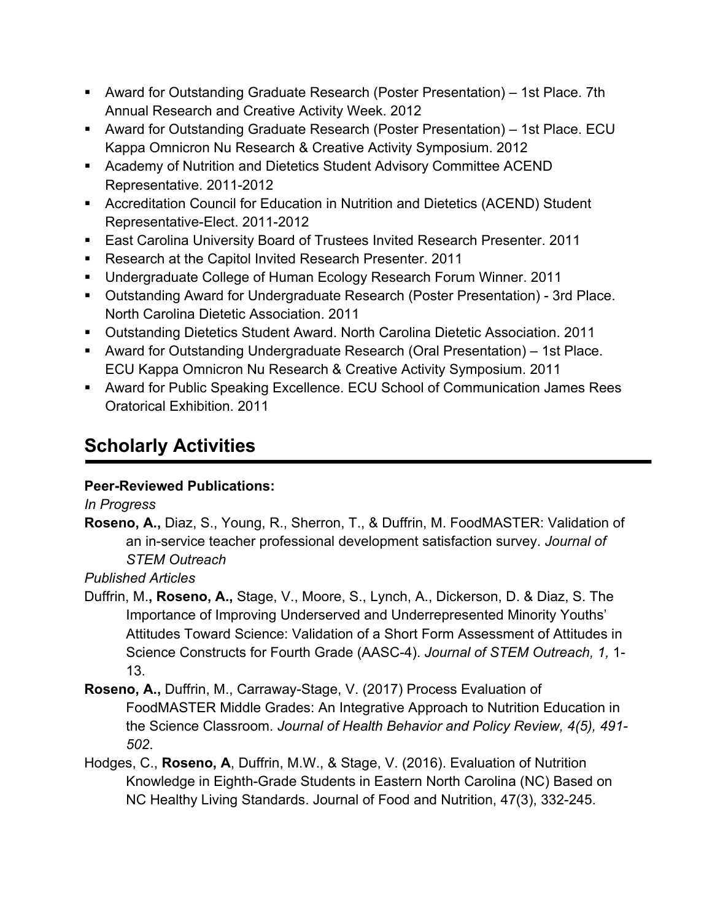- Award for Outstanding Graduate Research (Poster Presentation) – 1st Place. 7th Annual Research and Creative Activity Week. 2012
- Award for Outstanding Graduate Research (Poster Presentation) – 1st Place. ECU Kappa Omnicron Nu Research & Creative Activity Symposium. 2012
- Academy of Nutrition and Dietetics Student Advisory Committee ACEND Representative. 2011-2012
- Accreditation Council for Education in Nutrition and Dietetics (ACEND) Student Representative-Elect. 2011-2012
- East Carolina University Board of Trustees Invited Research Presenter. 2011
- Research at the Capitol Invited Research Presenter. 2011
- Undergraduate College of Human Ecology Research Forum Winner. 2011
- Outstanding Award for Undergraduate Research (Poster Presentation) - 3rd Place. North Carolina Dietetic Association. 2011
- Outstanding Dietetics Student Award. North Carolina Dietetic Association. 2011
- Award for Outstanding Undergraduate Research (Oral Presentation) – 1st Place. ECU Kappa Omnicron Nu Research & Creative Activity Symposium. 2011
- Award for Public Speaking Excellence. ECU School of Communication James Rees Oratorical Exhibition. 2011

## Scholarly Activities

**Peer-Reviewed Publications:**

*In Progress*

**Roseno, A.,** Diaz, S., Young, R., Sherron, T., & Duffrin, M. FoodMASTER: Validation of an in-service teacher professional development satisfaction survey. *Journal of STEM Outreach*

*Published Articles*

Duffrin, M.**, Roseno, A.,** Stage, V., Moore, S., Lynch, A., Dickerson, D. & Diaz, S. The Importance of Improving Underserved and Underrepresented Minority Youths' Attitudes Toward Science: Validation of a Short Form Assessment of Attitudes in Science Constructs for Fourth Grade (AASC-4). *Journal of STEM Outreach, 1,* 1-13.

**Roseno, A.,** Duffrin, M., Carraway-Stage, V. (2017) Process Evaluation of FoodMASTER Middle Grades: An Integrative Approach to Nutrition Education in the Science Classroom. *Journal of Health Behavior and Policy Review, 4(5), 491-502*.

Hodges, C., **Roseno, A**, Duffrin, M.W., & Stage, V. (2016). Evaluation of Nutrition Knowledge in Eighth-Grade Students in Eastern North Carolina (NC) Based on NC Healthy Living Standards. Journal of Food and Nutrition, 47(3), 332-245.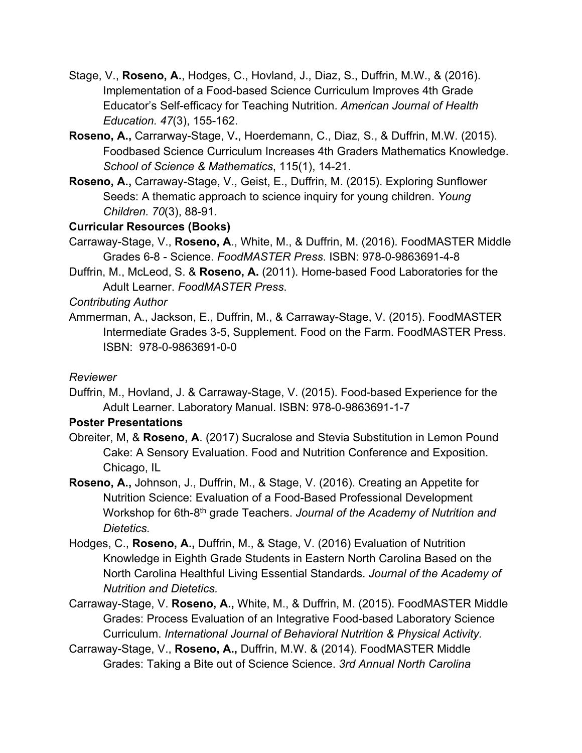Stage, V., **Roseno, A.**, Hodges, C., Hovland, J., Diaz, S., Duffrin, M.W., & (2016). Implementation of a Food-based Science Curriculum Improves 4th Grade Educator's Self-efficacy for Teaching Nutrition. *American Journal of Health Education. 47*(3), 155-162.

**Roseno, A.,** Carrarway-Stage, V**.**, Hoerdemann, C., Diaz, S., & Duffrin, M.W. (2015). Foodbased Science Curriculum Increases 4th Graders Mathematics Knowledge. *School of Science & Mathematics*, 115(1), 14-21.

**Roseno, A.,** Carraway-Stage, V., Geist, E., Duffrin, M. (2015). Exploring Sunflower Seeds: A thematic approach to science inquiry for young children. *Young Children. 70*(3), 88-91*.*

**Curricular Resources (Books)**

Carraway-Stage, V., **Roseno, A**., White, M., & Duffrin, M. (2016). FoodMASTER Middle Grades 6-8 - Science. *FoodMASTER Press*. ISBN: 978-0-9863691-4-8

Duffrin, M., McLeod, S. & **Roseno, A.** (2011). Home-based Food Laboratories for the Adult Learner. *FoodMASTER Press*.

*Contributing Author*

Ammerman, A., Jackson, E., Duffrin, M., & Carraway-Stage, V. (2015). FoodMASTER Intermediate Grades 3-5, Supplement. Food on the Farm. FoodMASTER Press. ISBN: 978-0-9863691-0-0

*Reviewer*

Duffrin, M., Hovland, J. & Carraway-Stage, V. (2015). Food-based Experience for the Adult Learner. Laboratory Manual. ISBN: 978-0-9863691-1-7

**Poster Presentations**

Obreiter, M, & **Roseno, A**. (2017) Sucralose and Stevia Substitution in Lemon Pound Cake: A Sensory Evaluation. Food and Nutrition Conference and Exposition. Chicago, IL

**Roseno, A.,** Johnson, J., Duffrin, M., & Stage, V. (2016). Creating an Appetite for Nutrition Science: Evaluation of a Food-Based Professional Development Workshop for 6th-8th grade Teachers. *Journal of the Academy of Nutrition and Dietetics.*

Hodges, C., **Roseno, A.,** Duffrin, M., & Stage, V. (2016) Evaluation of Nutrition Knowledge in Eighth Grade Students in Eastern North Carolina Based on the North Carolina Healthful Living Essential Standards. *Journal of the Academy of Nutrition and Dietetics.*

Carraway-Stage, V. **Roseno, A.,** White, M., & Duffrin, M. (2015). FoodMASTER Middle Grades: Process Evaluation of an Integrative Food-based Laboratory Science Curriculum. *International Journal of Behavioral Nutrition & Physical Activity*.

Carraway-Stage, V., **Roseno, A.,** Duffrin, M.W. & (2014). FoodMASTER Middle Grades: Taking a Bite out of Science Science. *3rd Annual North Carolina*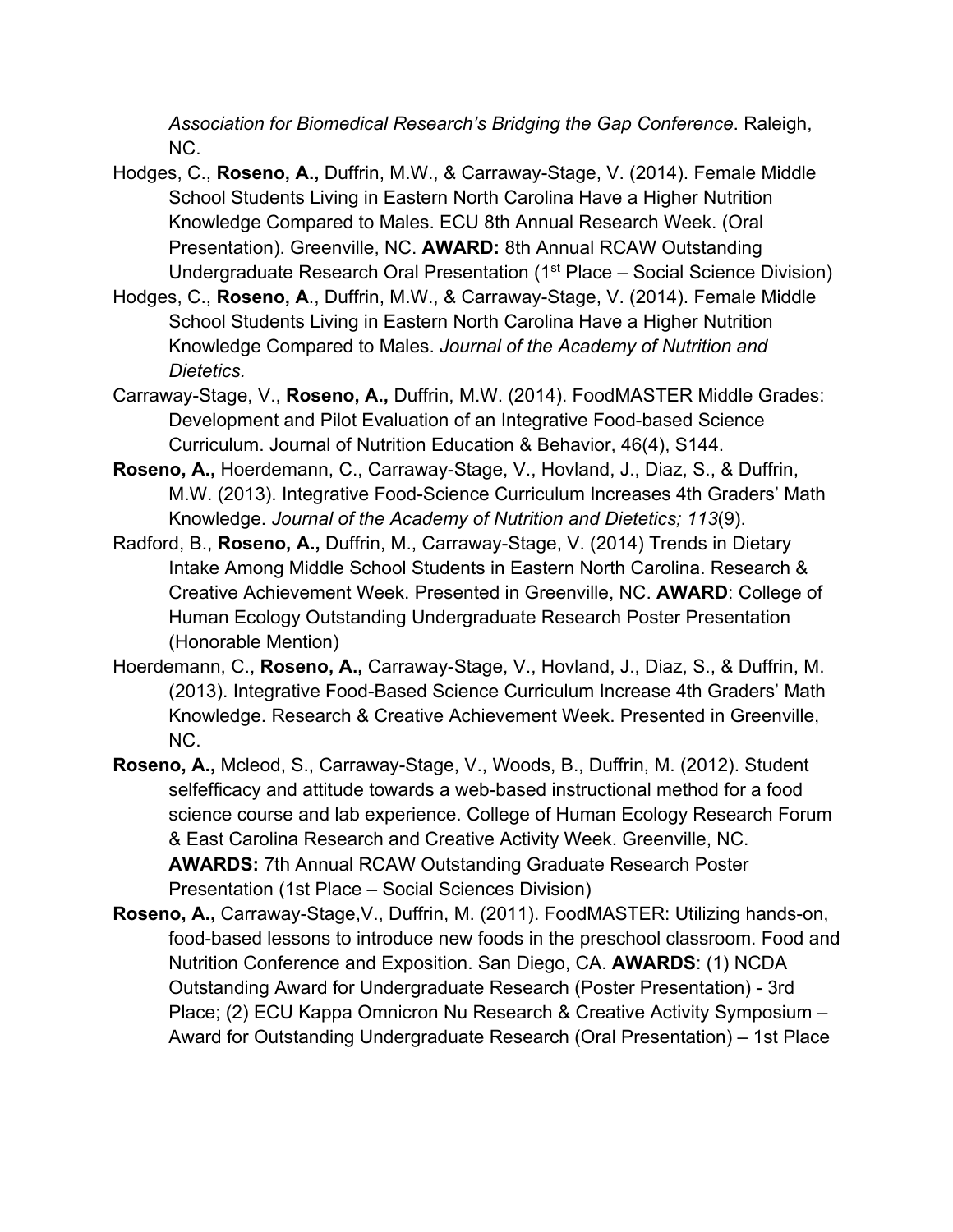*Association for Biomedical Research's Bridging the Gap Conference*. Raleigh, NC.

Hodges, C., **Roseno, A.,** Duffrin, M.W., & Carraway-Stage, V. (2014). Female Middle School Students Living in Eastern North Carolina Have a Higher Nutrition Knowledge Compared to Males. ECU 8th Annual Research Week. (Oral Presentation). Greenville, NC. **AWARD:** 8th Annual RCAW Outstanding Undergraduate Research Oral Presentation (1st Place – Social Science Division)

Hodges, C., **Roseno, A**., Duffrin, M.W., & Carraway-Stage, V. (2014). Female Middle School Students Living in Eastern North Carolina Have a Higher Nutrition Knowledge Compared to Males. *Journal of the Academy of Nutrition and Dietetics.*

Carraway-Stage, V., **Roseno, A.,** Duffrin, M.W. (2014). FoodMASTER Middle Grades: Development and Pilot Evaluation of an Integrative Food-based Science Curriculum. Journal of Nutrition Education & Behavior, 46(4), S144.

**Roseno, A.,** Hoerdemann, C., Carraway-Stage, V., Hovland, J., Diaz, S., & Duffrin, M.W. (2013). Integrative Food-Science Curriculum Increases 4th Graders' Math Knowledge. *Journal of the Academy of Nutrition and Dietetics; 113*(9).

Radford, B., **Roseno, A.,** Duffrin, M., Carraway-Stage, V. (2014) Trends in Dietary Intake Among Middle School Students in Eastern North Carolina. Research & Creative Achievement Week. Presented in Greenville, NC. **AWARD**: College of Human Ecology Outstanding Undergraduate Research Poster Presentation (Honorable Mention)

Hoerdemann, C., **Roseno, A.,** Carraway-Stage, V., Hovland, J., Diaz, S., & Duffrin, M. (2013). Integrative Food-Based Science Curriculum Increase 4th Graders' Math Knowledge. Research & Creative Achievement Week. Presented in Greenville, NC.

**Roseno, A.,** Mcleod, S., Carraway-Stage, V., Woods, B., Duffrin, M. (2012). Student selfefficacy and attitude towards a web-based instructional method for a food science course and lab experience. College of Human Ecology Research Forum & East Carolina Research and Creative Activity Week. Greenville, NC. **AWARDS:** 7th Annual RCAW Outstanding Graduate Research Poster Presentation (1st Place – Social Sciences Division)

**Roseno, A.,** Carraway-Stage,V., Duffrin, M. (2011). FoodMASTER: Utilizing hands-on, food-based lessons to introduce new foods in the preschool classroom. Food and Nutrition Conference and Exposition. San Diego, CA. **AWARDS**: (1) NCDA Outstanding Award for Undergraduate Research (Poster Presentation) - 3rd Place; (2) ECU Kappa Omnicron Nu Research & Creative Activity Symposium – Award for Outstanding Undergraduate Research (Oral Presentation) – 1st Place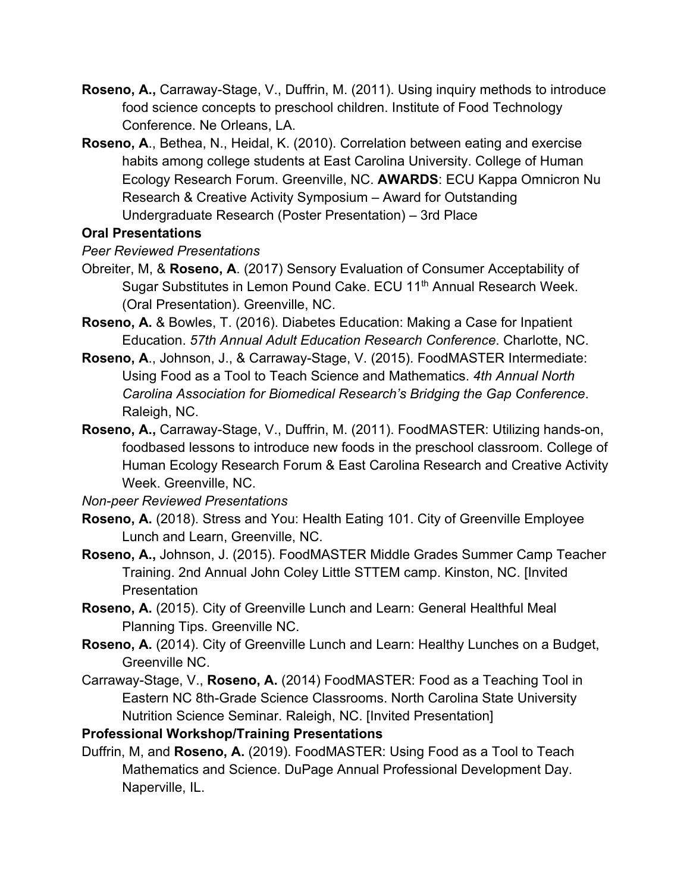**Roseno, A.,** Carraway-Stage, V., Duffrin, M. (2011). Using inquiry methods to introduce food science concepts to preschool children. Institute of Food Technology Conference. Ne Orleans, LA.

**Roseno, A**., Bethea, N., Heidal, K. (2010). Correlation between eating and exercise habits among college students at East Carolina University. College of Human Ecology Research Forum. Greenville, NC. **AWARDS**: ECU Kappa Omnicron Nu Research & Creative Activity Symposium – Award for Outstanding Undergraduate Research (Poster Presentation) – 3rd Place

**Oral Presentations**

*Peer Reviewed Presentations*

Obreiter, M, & **Roseno, A**. (2017) Sensory Evaluation of Consumer Acceptability of Sugar Substitutes in Lemon Pound Cake. ECU 11th Annual Research Week. (Oral Presentation). Greenville, NC.

**Roseno, A.** & Bowles, T. (2016). Diabetes Education: Making a Case for Inpatient Education. *57th Annual Adult Education Research Conference*. Charlotte, NC.

**Roseno, A**., Johnson, J., & Carraway-Stage, V. (2015). FoodMASTER Intermediate: Using Food as a Tool to Teach Science and Mathematics. *4th Annual North Carolina Association for Biomedical Research's Bridging the Gap Conference*. Raleigh, NC.

**Roseno, A.,** Carraway-Stage, V., Duffrin, M. (2011). FoodMASTER: Utilizing hands-on, foodbased lessons to introduce new foods in the preschool classroom. College of Human Ecology Research Forum & East Carolina Research and Creative Activity Week. Greenville, NC.

*Non-peer Reviewed Presentations*

**Roseno, A.** (2018). Stress and You: Health Eating 101. City of Greenville Employee Lunch and Learn, Greenville, NC.

**Roseno, A.,** Johnson, J. (2015). FoodMASTER Middle Grades Summer Camp Teacher Training. 2nd Annual John Coley Little STTEM camp. Kinston, NC. [Invited Presentation

**Roseno, A.** (2015). City of Greenville Lunch and Learn: General Healthful Meal Planning Tips. Greenville NC.

**Roseno, A.** (2014). City of Greenville Lunch and Learn: Healthy Lunches on a Budget, Greenville NC.

Carraway-Stage, V., **Roseno, A.** (2014) FoodMASTER: Food as a Teaching Tool in Eastern NC 8th-Grade Science Classrooms. North Carolina State University Nutrition Science Seminar. Raleigh, NC. [Invited Presentation]

**Professional Workshop/Training Presentations**

Duffrin, M, and **Roseno, A.** (2019). FoodMASTER: Using Food as a Tool to Teach Mathematics and Science. DuPage Annual Professional Development Day. Naperville, IL.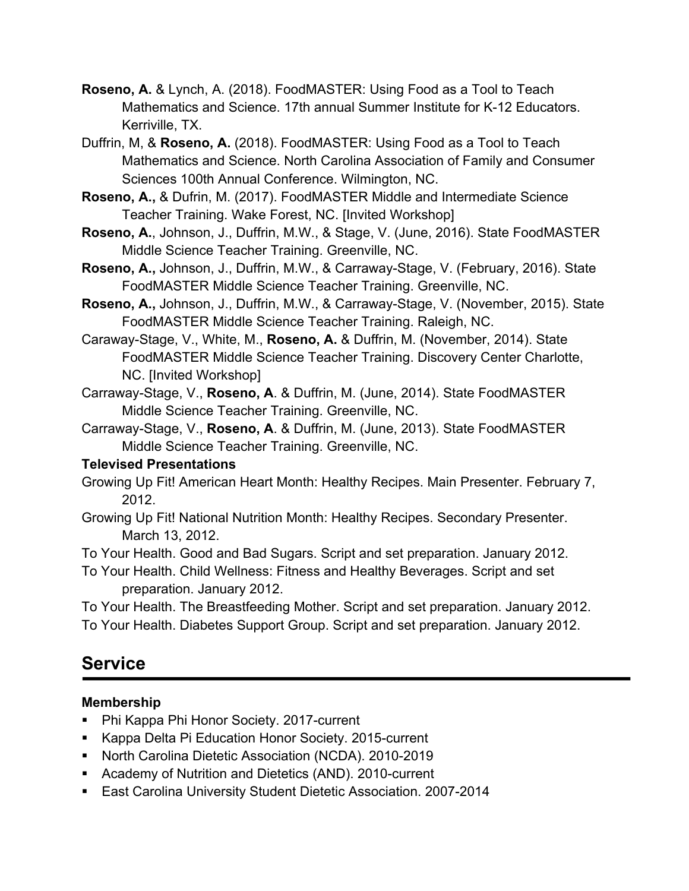**Roseno, A.** & Lynch, A. (2018). FoodMASTER: Using Food as a Tool to Teach Mathematics and Science. 17th annual Summer Institute for K-12 Educators. Kerriville, TX.

Duffrin, M, & **Roseno, A.** (2018). FoodMASTER: Using Food as a Tool to Teach Mathematics and Science. North Carolina Association of Family and Consumer Sciences 100th Annual Conference. Wilmington, NC.

**Roseno, A.,** & Dufrin, M. (2017). FoodMASTER Middle and Intermediate Science Teacher Training. Wake Forest, NC. [Invited Workshop]

**Roseno, A.**, Johnson, J., Duffrin, M.W., & Stage, V. (June, 2016). State FoodMASTER Middle Science Teacher Training. Greenville, NC.

**Roseno, A.,** Johnson, J., Duffrin, M.W., & Carraway-Stage, V. (February, 2016). State FoodMASTER Middle Science Teacher Training. Greenville, NC.

**Roseno, A.,** Johnson, J., Duffrin, M.W., & Carraway-Stage, V. (November, 2015). State FoodMASTER Middle Science Teacher Training. Raleigh, NC.

Caraway-Stage, V., White, M., **Roseno, A.** & Duffrin, M. (November, 2014). State FoodMASTER Middle Science Teacher Training. Discovery Center Charlotte, NC. [Invited Workshop]

Carraway-Stage, V., **Roseno, A**. & Duffrin, M. (June, 2014). State FoodMASTER Middle Science Teacher Training. Greenville, NC.

Carraway-Stage, V., **Roseno, A**. & Duffrin, M. (June, 2013). State FoodMASTER Middle Science Teacher Training. Greenville, NC.

**Televised Presentations**

Growing Up Fit! American Heart Month: Healthy Recipes. Main Presenter. February 7, 2012.

Growing Up Fit! National Nutrition Month: Healthy Recipes. Secondary Presenter. March 13, 2012.

To Your Health. Good and Bad Sugars. Script and set preparation. January 2012.

To Your Health. Child Wellness: Fitness and Healthy Beverages. Script and set preparation. January 2012.

To Your Health. The Breastfeeding Mother. Script and set preparation. January 2012.

To Your Health. Diabetes Support Group. Script and set preparation. January 2012.

## Service

**Membership**

- Phi Kappa Phi Honor Society. 2017-current
- Kappa Delta Pi Education Honor Society. 2015-current
- North Carolina Dietetic Association (NCDA). 2010-2019
- Academy of Nutrition and Dietetics (AND). 2010-current
- East Carolina University Student Dietetic Association. 2007-2014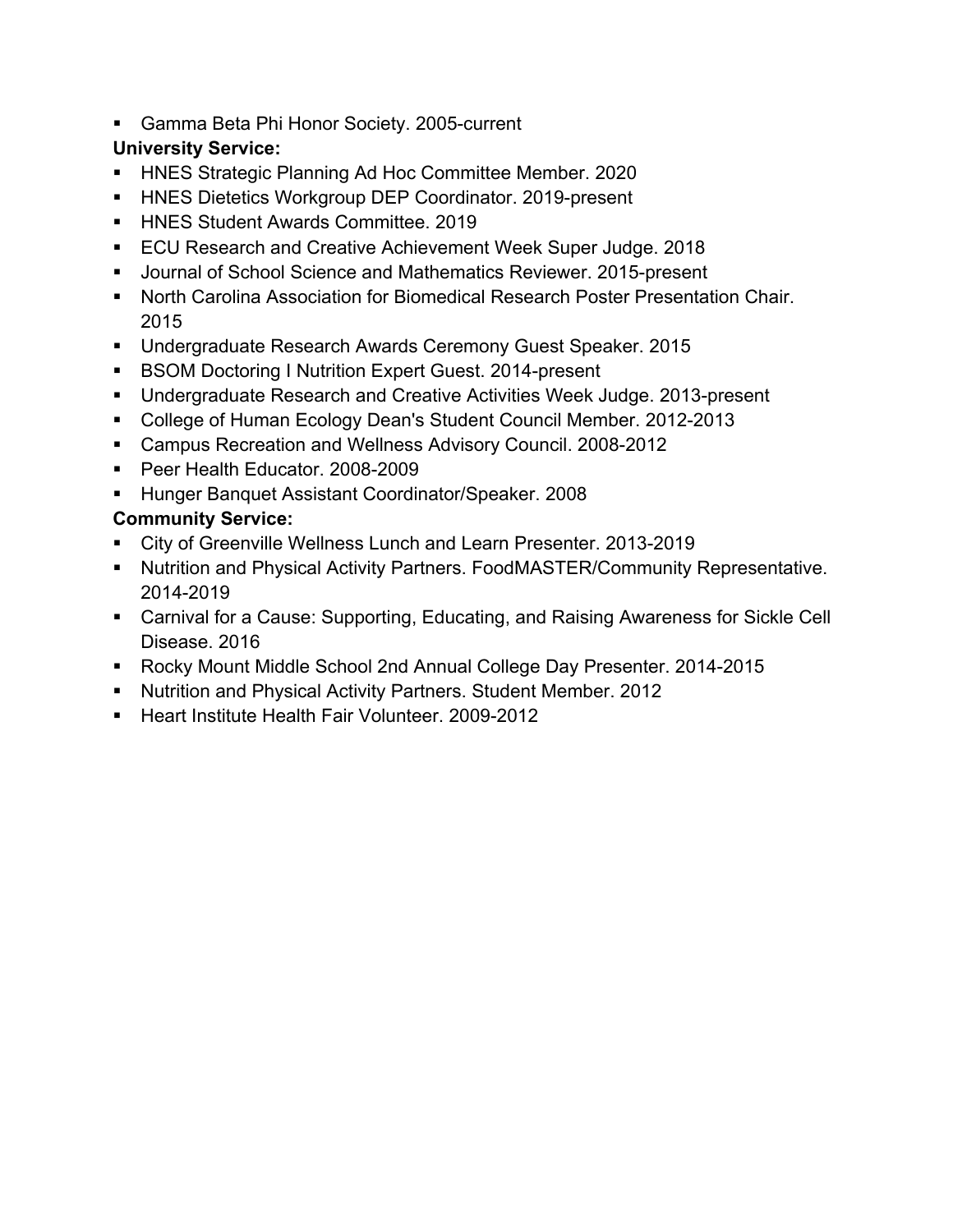- Gamma Beta Phi Honor Society. 2005-current

**University Service:**

- HNES Strategic Planning Ad Hoc Committee Member. 2020
- HNES Dietetics Workgroup DEP Coordinator. 2019-present
- HNES Student Awards Committee. 2019
- ECU Research and Creative Achievement Week Super Judge. 2018
- Journal of School Science and Mathematics Reviewer. 2015-present
- North Carolina Association for Biomedical Research Poster Presentation Chair. 2015
- Undergraduate Research Awards Ceremony Guest Speaker. 2015
- BSOM Doctoring I Nutrition Expert Guest. 2014-present
- Undergraduate Research and Creative Activities Week Judge. 2013-present
- College of Human Ecology Dean's Student Council Member. 2012-2013
- Campus Recreation and Wellness Advisory Council. 2008-2012
- Peer Health Educator. 2008-2009
- Hunger Banquet Assistant Coordinator/Speaker. 2008

**Community Service:**

- City of Greenville Wellness Lunch and Learn Presenter. 2013-2019
- Nutrition and Physical Activity Partners. FoodMASTER/Community Representative. 2014-2019
- Carnival for a Cause: Supporting, Educating, and Raising Awareness for Sickle Cell Disease. 2016
- Rocky Mount Middle School 2nd Annual College Day Presenter. 2014-2015
- Nutrition and Physical Activity Partners. Student Member. 2012
- Heart Institute Health Fair Volunteer. 2009-2012